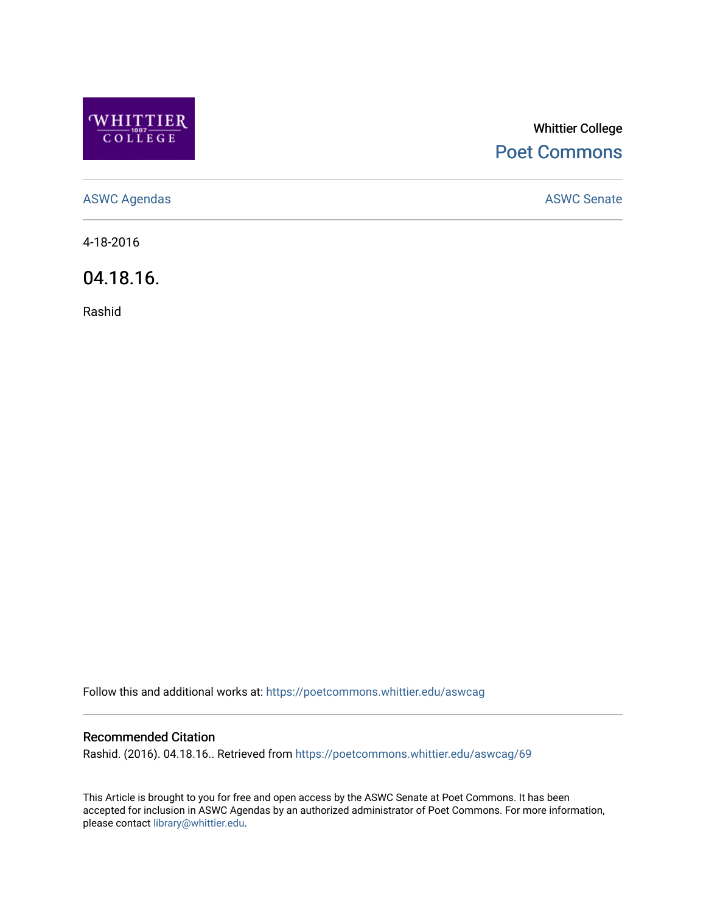Whittier College

Poet Commons

ASWC Agendas

ASWC Senate

4-18-2016

# 04.18.16.

Rashid

Follow this and additional works at: https://poetcommons.whittier.edu/aswcag

## Recommended Citation

Rashid. (2016). 04.18.16.. Retrieved from https://poetcommons.whittier.edu/aswcag/69

This Article is brought to you for free and open access by the ASWC Senate at Poet Commons. It has been accepted for inclusion in ASWC Agendas by an authorized administrator of Poet Commons. For more information, please contact library@whittier.edu.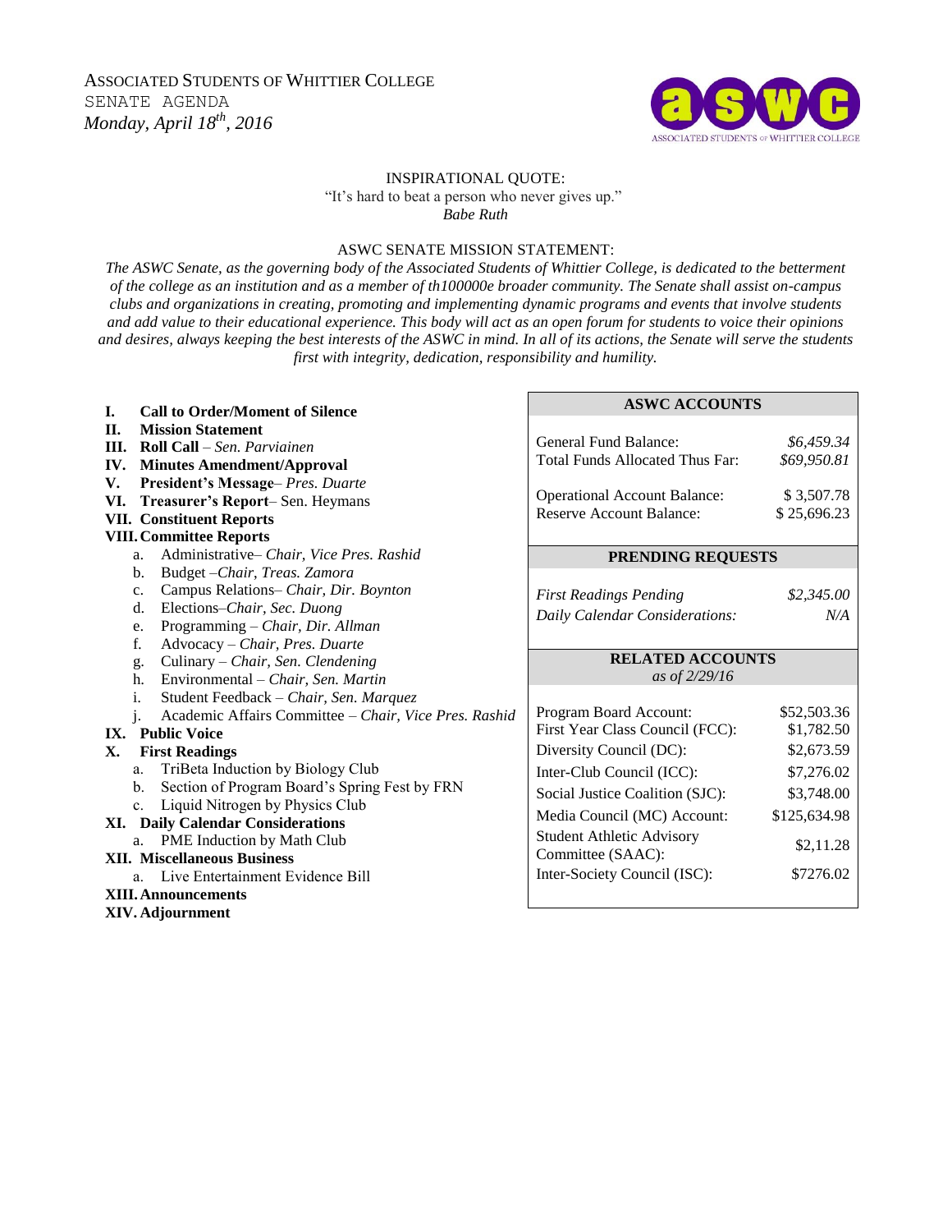ASSOCIATED STUDENTS OF WHITTIER COLLEGE
SENATE AGENDA
*Monday, April 18th, 2016*

INSPIRATIONAL QUOTE:
"It's hard to beat a person who never gives up."
*Babe Ruth*

ASWC SENATE MISSION STATEMENT:
*The ASWC Senate, as the governing body of the Associated Students of Whittier College, is dedicated to the betterment of the college as an institution and as a member of th100000e broader community. The Senate shall assist on-campus clubs and organizations in creating, promoting and implementing dynamic programs and events that involve students and add value to their educational experience. This body will act as an open forum for students to voice their opinions and desires, always keeping the best interests of the ASWC in mind. In all of its actions, the Senate will serve the students first with integrity, dedication, responsibility and humility.*

- **I. Call to Order/Moment of Silence**
- **II. Mission Statement**
- **III. Roll Call** – *Sen. Parviainen*
- **IV. Minutes Amendment/Approval**
- **V. President's Message**– *Pres. Duarte*
- **VI. Treasurer's Report**– Sen. Heymans
- **VII. Constituent Reports**
- **VIII. Committee Reports**
  - a. Administrative– *Chair, Vice Pres. Rashid*
  - b. Budget –*Chair, Treas. Zamora*
  - c. Campus Relations– *Chair, Dir. Boynton*
  - d. Elections–*Chair, Sec. Duong*
  - e. Programming – *Chair, Dir. Allman*
  - f. Advocacy – *Chair, Pres. Duarte*
  - g. Culinary – *Chair, Sen. Clendening*
  - h. Environmental – *Chair, Sen. Martin*
  - i. Student Feedback – *Chair, Sen. Marquez*
  - j. Academic Affairs Committee – *Chair, Vice Pres. Rashid*
- **IX. Public Voice**
- **X. First Readings**
  - a. TriBeta Induction by Biology Club
  - b. Section of Program Board's Spring Fest by FRN
  - c. Liquid Nitrogen by Physics Club
- **XI. Daily Calendar Considerations**
  - a. PME Induction by Math Club
- **XII. Miscellaneous Business**
  - a. Live Entertainment Evidence Bill
- **XIII. Announcements**
- **XIV. Adjournment**

| **ASWC ACCOUNTS** | |
|---|---|
| General Fund Balance: | *$6,459.34* |
| Total Funds Allocated Thus Far: | *$69,950.81* |
| Operational Account Balance: | $ 3,507.78 |
| Reserve Account Balance: | $ 25,696.23 |
| **PRENDING REQUESTS** | |
| *First Readings Pending* | *$2,345.00* |
| *Daily Calendar Considerations:* | *N/A* |
| **RELATED ACCOUNTS** *as of 2/29/16* | |
| Program Board Account: | $52,503.36 |
| First Year Class Council (FCC): | $1,782.50 |
| Diversity Council (DC): | $2,673.59 |
| Inter-Club Council (ICC): | $7,276.02 |
| Social Justice Coalition (SJC): | $3,748.00 |
| Media Council (MC) Account: | $125,634.98 |
| Student Athletic Advisory Committee (SAAC): | $2,11.28 |
| Inter-Society Council (ISC): | $7276.02 |